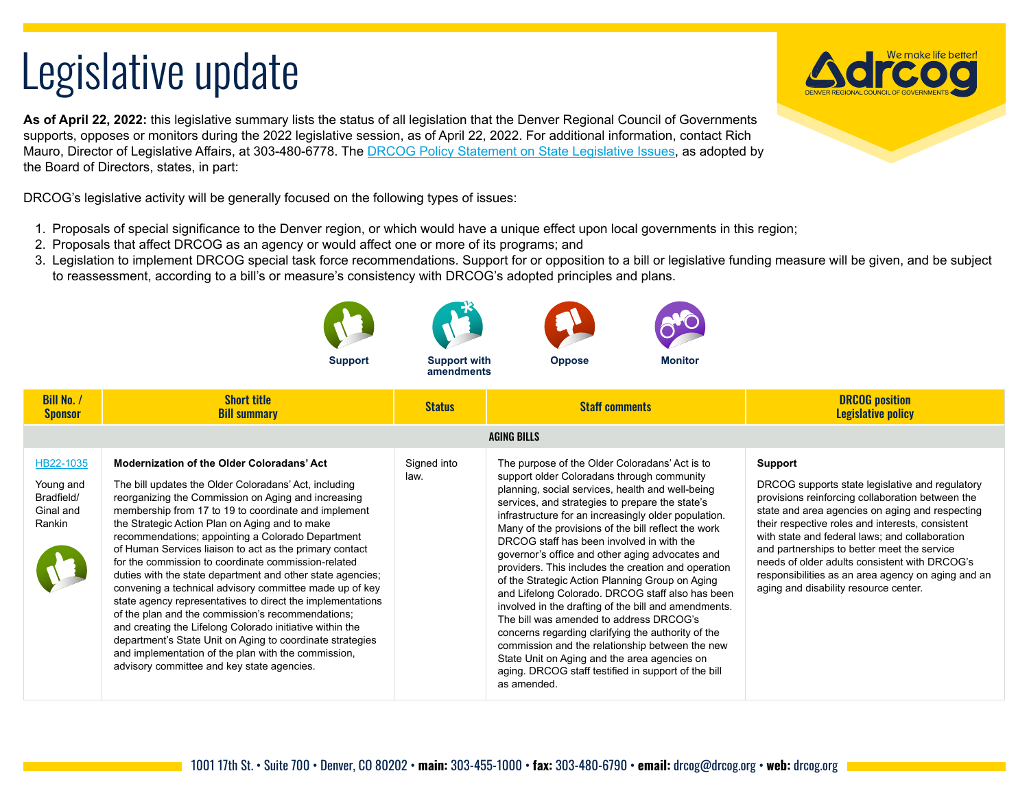# Legislative update

**As of April 22, 2022:** this legislative summary lists the status of all legislation that the Denver Regional Council of Governments supports, opposes or monitors during the 2022 legislative session, as of April 22, 2022. For additional information, contact Rich Mauro, Director of Legislative Affairs, at 303-480-6778. The [DRCOG Policy Statement on State Legislative Issues](), as adopted by the Board of Directors, states, in part:

DRCOG's legislative activity will be generally focused on the following types of issues:

1. Proposals of special significance to the Denver region, or which would have a unique effect upon local governments in this region;
2. Proposals that affect DRCOG as an agency or would affect one or more of its programs; and
3. Legislation to implement DRCOG special task force recommendations. Support for or opposition to a bill or legislative funding measure will be given, and be subject to reassessment, according to a bill's or measure's consistency with DRCOG's adopted principles and plans.

Support | Support with amendments | Oppose | Monitor

| Bill No. / Sponsor | Short title<br>Bill summary | Status | Staff comments | DRCOG position<br>Legislative policy |
|---|---|---|---|---|
| **AGING BILLS** | | | | |
| HB22-1035<br><br>Young and Bradfield/ Ginal and Rankin | **Modernization of the Older Coloradans' Act**<br><br>The bill updates the Older Coloradans' Act, including reorganizing the Commission on Aging and increasing membership from 17 to 19 to coordinate and implement the Strategic Action Plan on Aging and to make recommendations; appointing a Colorado Department of Human Services liaison to act as the primary contact for the commission to coordinate commission-related duties with the state department and other state agencies; convening a technical advisory committee made up of key state agency representatives to direct the implementations of the plan and the commission's recommendations; and creating the Lifelong Colorado initiative within the department's State Unit on Aging to coordinate strategies and implementation of the plan with the commission, advisory committee and key state agencies. | Signed into law. | The purpose of the Older Coloradans' Act is to support older Coloradans through community planning, social services, health and well-being services, and strategies to prepare the state's infrastructure for an increasingly older population. Many of the provisions of the bill reflect the work DRCOG staff has been involved in with the governor's office and other aging advocates and providers. This includes the creation and operation of the Strategic Action Planning Group on Aging and Lifelong Colorado. DRCOG staff also has been involved in the drafting of the bill and amendments. The bill was amended to address DRCOG's concerns regarding clarifying the authority of the commission and the relationship between the new State Unit on Aging and the area agencies on aging. DRCOG staff testified in support of the bill as amended. | **Support**<br><br>DRCOG supports state legislative and regulatory provisions reinforcing collaboration between the state and area agencies on aging and respecting their respective roles and interests, consistent with state and federal laws; and collaboration and partnerships to better meet the service needs of older adults consistent with DRCOG's responsibilities as an area agency on aging and an aging and disability resource center. |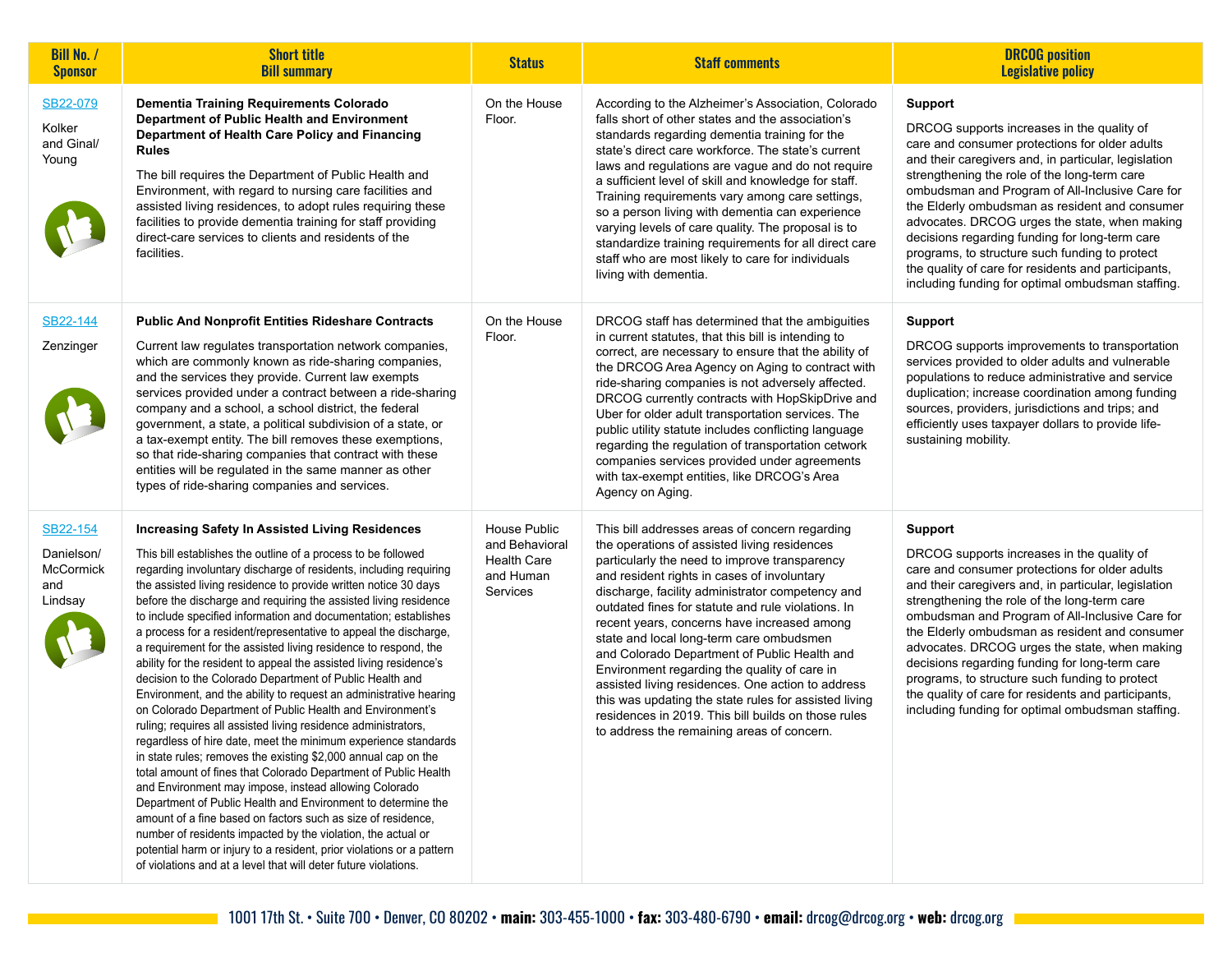| Bill No. / Sponsor | Short title Bill summary | Status | Staff comments | DRCOG position Legislative policy |
|---|---|---|---|---|
| SB22-079<br><br>Kolker and Ginal/ Young | **Dementia Training Requirements Colorado Department of Public Health and Environment Department of Health Care Policy and Financing Rules**<br><br>The bill requires the Department of Public Health and Environment, with regard to nursing care facilities and assisted living residences, to adopt rules requiring these facilities to provide dementia training for staff providing direct-care services to clients and residents of the facilities. | On the House Floor. | According to the Alzheimer's Association, Colorado falls short of other states and the association's standards regarding dementia training for the state's direct care workforce. The state's current laws and regulations are vague and do not require a sufficient level of skill and knowledge for staff. Training requirements vary among care settings, so a person living with dementia can experience varying levels of care quality. The proposal is to standardize training requirements for all direct care staff who are most likely to care for individuals living with dementia. | **Support**<br><br>DRCOG supports increases in the quality of care and consumer protections for older adults and their caregivers and, in particular, legislation strengthening the role of the long-term care ombudsman and Program of All-Inclusive Care for the Elderly ombudsman as resident and consumer advocates. DRCOG urges the state, when making decisions regarding funding for long-term care programs, to structure such funding to protect the quality of care for residents and participants, including funding for optimal ombudsman staffing. |
| SB22-144<br><br>Zenzinger | **Public And Nonprofit Entities Rideshare Contracts**<br><br>Current law regulates transportation network companies, which are commonly known as ride-sharing companies, and the services they provide. Current law exempts services provided under a contract between a ride-sharing company and a school, a school district, the federal government, a state, a political subdivision of a state, or a tax-exempt entity. The bill removes these exemptions, so that ride-sharing companies that contract with these entities will be regulated in the same manner as other types of ride-sharing companies and services. | On the House Floor. | DRCOG staff has determined that the ambiguities in current statutes, that this bill is intending to correct, are necessary to ensure that the ability of the DRCOG Area Agency on Aging to contract with ride-sharing companies is not adversely affected. DRCOG currently contracts with HopSkipDrive and Uber for older adult transportation services. The public utility statute includes conflicting language regarding the regulation of transportation cetwork companies services provided under agreements with tax-exempt entities, like DRCOG's Area Agency on Aging. | **Support**<br><br>DRCOG supports improvements to transportation services provided to older adults and vulnerable populations to reduce administrative and service duplication; increase coordination among funding sources, providers, jurisdictions and trips; and efficiently uses taxpayer dollars to provide life-sustaining mobility. |
| SB22-154<br><br>Danielson/ McCormick and Lindsay | **Increasing Safety In Assisted Living Residences**<br><br>This bill establishes the outline of a process to be followed regarding involuntary discharge of residents, including requiring the assisted living residence to provide written notice 30 days before the discharge and requiring the assisted living residence to include specified information and documentation; establishes a process for a resident/representative to appeal the discharge, a requirement for the assisted living residence to respond, the ability for the resident to appeal the assisted living residence's decision to the Colorado Department of Public Health and Environment, and the ability to request an administrative hearing on Colorado Department of Public Health and Environment's ruling; requires all assisted living residence administrators, regardless of hire date, meet the minimum experience standards in state rules; removes the existing $2,000 annual cap on the total amount of fines that Colorado Department of Public Health and Environment may impose, instead allowing Colorado Department of Public Health and Environment to determine the amount of a fine based on factors such as size of residence, number of residents impacted by the violation, the actual or potential harm or injury to a resident, prior violations or a pattern of violations and at a level that will deter future violations. | House Public and Behavioral Health Care and Human Services | This bill addresses areas of concern regarding the operations of assisted living residences particularly the need to improve transparency and resident rights in cases of involuntary discharge, facility administrator competency and outdated fines for statute and rule violations. In recent years, concerns have increased among state and local long-term care ombudsmen and Colorado Department of Public Health and Environment regarding the quality of care in assisted living residences. One action to address this was updating the state rules for assisted living residences in 2019. This bill builds on those rules to address the remaining areas of concern. | **Support**<br><br>DRCOG supports increases in the quality of care and consumer protections for older adults and their caregivers and, in particular, legislation strengthening the role of the long-term care ombudsman and Program of All-Inclusive Care for the Elderly ombudsman as resident and consumer advocates. DRCOG urges the state, when making decisions regarding funding for long-term care programs, to structure such funding to protect the quality of care for residents and participants, including funding for optimal ombudsman staffing. |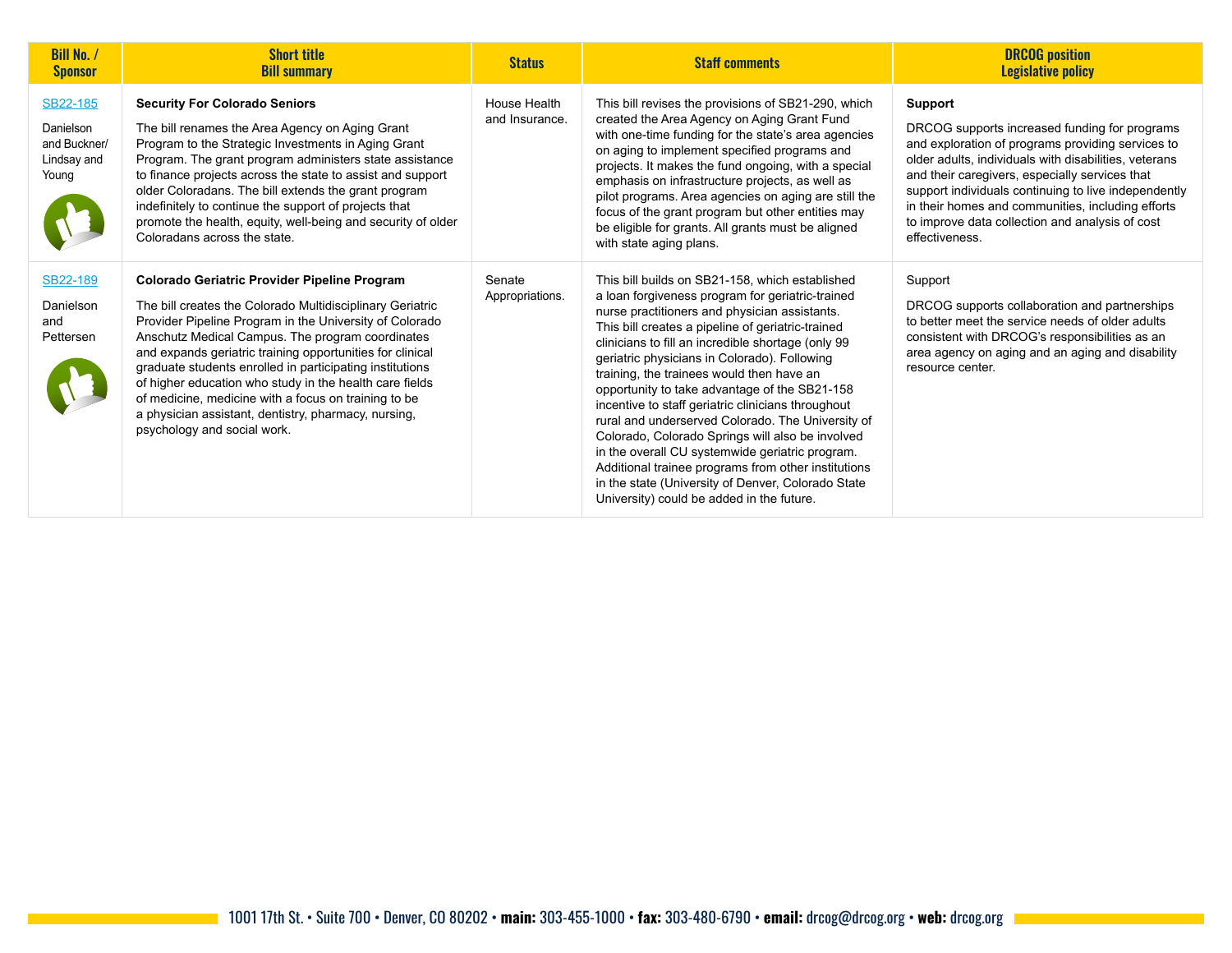| Bill No. / Sponsor | Short title Bill summary | Status | Staff comments | DRCOG position Legislative policy |
|---|---|---|---|---|
| SB22-185<br><br>Danielson and Buckner/ Lindsay and Young | **Security For Colorado Seniors**<br><br>The bill renames the Area Agency on Aging Grant Program to the Strategic Investments in Aging Grant Program. The grant program administers state assistance to finance projects across the state to assist and support older Coloradans. The bill extends the grant program indefinitely to continue the support of projects that promote the health, equity, well-being and security of older Coloradans across the state. | House Health and Insurance. | This bill revises the provisions of SB21-290, which created the Area Agency on Aging Grant Fund with one-time funding for the state's area agencies on aging to implement specified programs and projects. It makes the fund ongoing, with a special emphasis on infrastructure projects, as well as pilot programs. Area agencies on aging are still the focus of the grant program but other entities may be eligible for grants. All grants must be aligned with state aging plans. | **Support**<br><br>DRCOG supports increased funding for programs and exploration of programs providing services to older adults, individuals with disabilities, veterans and their caregivers, especially services that support individuals continuing to live independently in their homes and communities, including efforts to improve data collection and analysis of cost effectiveness. |
| SB22-189<br><br>Danielson and Pettersen | **Colorado Geriatric Provider Pipeline Program**<br><br>The bill creates the Colorado Multidisciplinary Geriatric Provider Pipeline Program in the University of Colorado Anschutz Medical Campus. The program coordinates and expands geriatric training opportunities for clinical graduate students enrolled in participating institutions of higher education who study in the health care fields of medicine, medicine with a focus on training to be a physician assistant, dentistry, pharmacy, nursing, psychology and social work. | Senate Appropriations. | This bill builds on SB21-158, which established a loan forgiveness program for geriatric-trained nurse practitioners and physician assistants. This bill creates a pipeline of geriatric-trained clinicians to fill an incredible shortage (only 99 geriatric physicians in Colorado). Following training, the trainees would then have an opportunity to take advantage of the SB21-158 incentive to staff geriatric clinicians throughout rural and underserved Colorado. The University of Colorado, Colorado Springs will also be involved in the overall CU systemwide geriatric program. Additional trainee programs from other institutions in the state (University of Denver, Colorado State University) could be added in the future. | Support<br><br>DRCOG supports collaboration and partnerships to better meet the service needs of older adults consistent with DRCOG's responsibilities as an area agency on aging and an aging and disability resource center. |

1001 17th St. • Suite 700 • Denver, CO 80202 • **main:** 303-455-1000 • **fax:** 303-480-6790 • **email:** drcog@drcog.org • **web:** drcog.org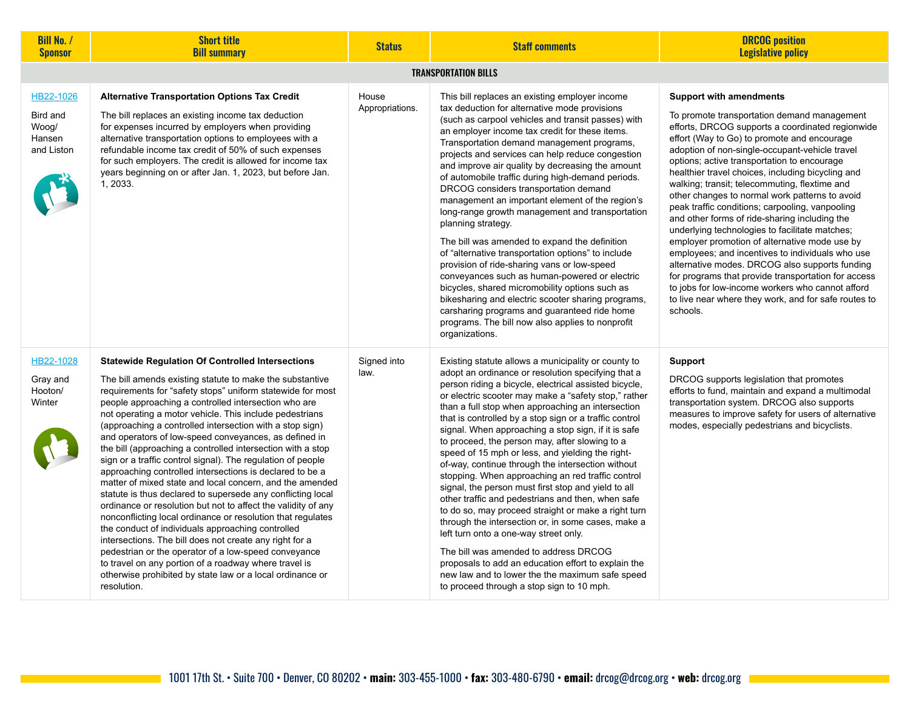| Bill No. / Sponsor | Short title Bill summary | Status | Staff comments | DRCOG position Legislative policy |
|---|---|---|---|---|
| **TRANSPORTATION BILLS** | | | | |
| HB22-1026<br><br>Bird and Woog/ Hansen and Liston | **Alternative Transportation Options Tax Credit**<br><br>The bill replaces an existing income tax deduction for expenses incurred by employers when providing alternative transportation options to employees with a refundable income tax credit of 50% of such expenses for such employers. The credit is allowed for income tax years beginning on or after Jan. 1, 2023, but before Jan. 1, 2033. | House Appropriations. | This bill replaces an existing employer income tax deduction for alternative mode provisions (such as carpool vehicles and transit passes) with an employer income tax credit for these items. Transportation demand management programs, projects and services can help reduce congestion and improve air quality by decreasing the amount of automobile traffic during high-demand periods. DRCOG considers transportation demand management an important element of the region's long-range growth management and transportation planning strategy.<br><br>The bill was amended to expand the definition of "alternative transportation options" to include provision of ride-sharing vans or low-speed conveyances such as human-powered or electric bicycles, shared micromobility options such as bikesharing and electric scooter sharing programs, carsharing programs and guaranteed ride home programs. The bill now also applies to nonprofit organizations. | **Support with amendments**<br><br>To promote transportation demand management efforts, DRCOG supports a coordinated regionwide effort (Way to Go) to promote and encourage adoption of non-single-occupant-vehicle travel options; active transportation to encourage healthier travel choices, including bicycling and walking; transit; telecommuting, flextime and other changes to normal work patterns to avoid peak traffic conditions; carpooling, vanpooling and other forms of ride-sharing including the underlying technologies to facilitate matches; employer promotion of alternative mode use by employees; and incentives to individuals who use alternative modes. DRCOG also supports funding for programs that provide transportation for access to jobs for low-income workers who cannot afford to live near where they work, and for safe routes to schools. |
| HB22-1028<br><br>Gray and Hooton/ Winter | **Statewide Regulation Of Controlled Intersections**<br><br>The bill amends existing statute to make the substantive requirements for "safety stops" uniform statewide for most people approaching a controlled intersection who are not operating a motor vehicle. This include pedestrians (approaching a controlled intersection with a stop sign) and operators of low-speed conveyances, as defined in the bill (approaching a controlled intersection with a stop sign or a traffic control signal). The regulation of people approaching controlled intersections is declared to be a matter of mixed state and local concern, and the amended statute is thus declared to supersede any conflicting local ordinance or resolution but not to affect the validity of any nonconflicting local ordinance or resolution that regulates the conduct of individuals approaching controlled intersections. The bill does not create any right for a pedestrian or the operator of a low-speed conveyance to travel on any portion of a roadway where travel is otherwise prohibited by state law or a local ordinance or resolution. | Signed into law. | Existing statute allows a municipality or county to adopt an ordinance or resolution specifying that a person riding a bicycle, electrical assisted bicycle, or electric scooter may make a "safety stop," rather than a full stop when approaching an intersection that is controlled by a stop sign or a traffic control signal. When approaching a stop sign, if it is safe to proceed, the person may, after slowing to a speed of 15 mph or less, and yielding the right-of-way, continue through the intersection without stopping. When approaching an red traffic control signal, the person must first stop and yield to all other traffic and pedestrians and then, when safe to do so, may proceed straight or make a right turn through the intersection or, in some cases, make a left turn onto a one-way street only.<br><br>The bill was amended to address DRCOG proposals to add an education effort to explain the new law and to lower the the maximum safe speed to proceed through a stop sign to 10 mph. | **Support**<br><br>DRCOG supports legislation that promotes efforts to fund, maintain and expand a multimodal transportation system. DRCOG also supports measures to improve safety for users of alternative modes, especially pedestrians and bicyclists. |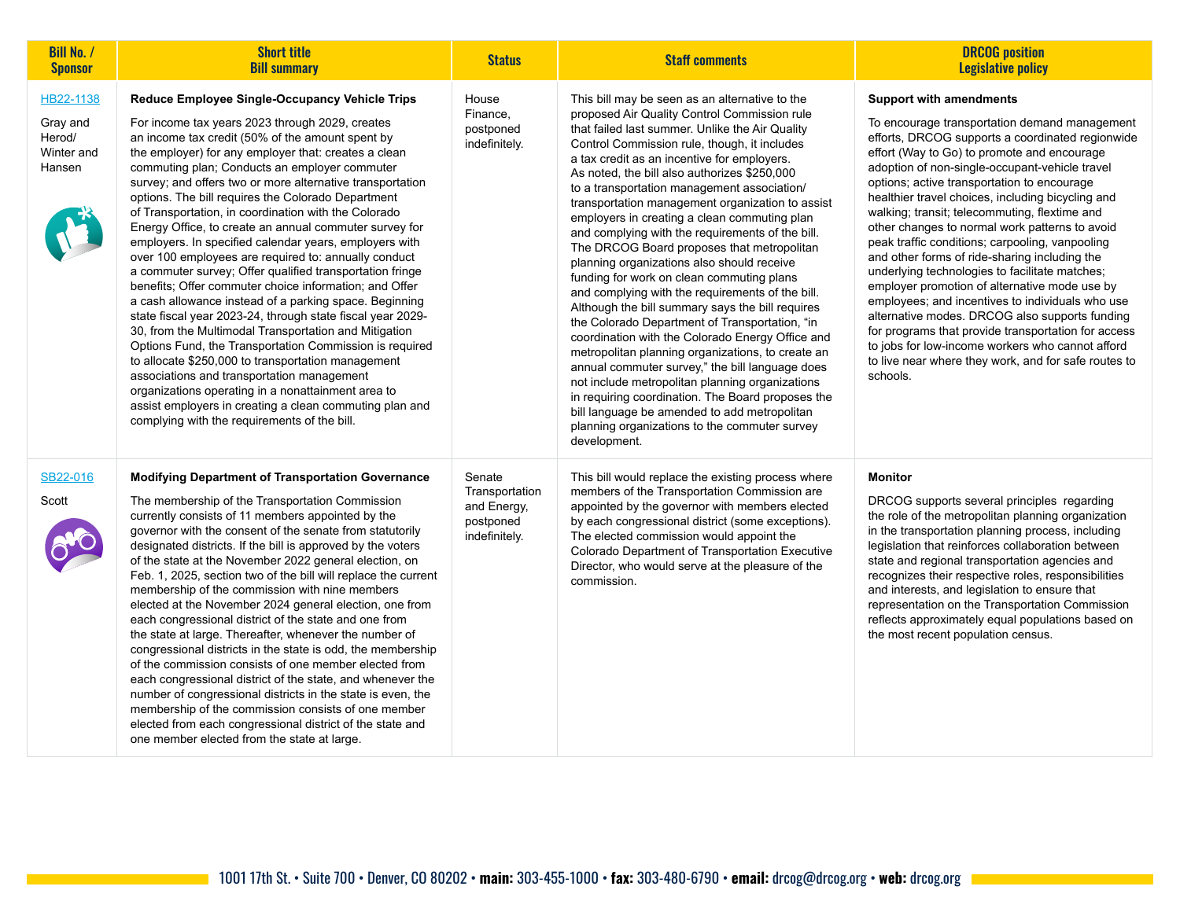| Bill No. / Sponsor | Short title Bill summary | Status | Staff comments | DRCOG position Legislative policy |
|---|---|---|---|---|
| HB22-1138<br><br>Gray and Herod/ Winter and Hansen | **Reduce Employee Single-Occupancy Vehicle Trips**<br><br>For income tax years 2023 through 2029, creates an income tax credit (50% of the amount spent by the employer) for any employer that: creates a clean commuting plan; Conducts an employer commuter survey; and offers two or more alternative transportation options. The bill requires the Colorado Department of Transportation, in coordination with the Colorado Energy Office, to create an annual commuter survey for employers. In specified calendar years, employers with over 100 employees are required to: annually conduct a commuter survey; Offer qualified transportation fringe benefits; Offer commuter choice information; and Offer a cash allowance instead of a parking space. Beginning state fiscal year 2023-24, through state fiscal year 2029-30, from the Multimodal Transportation and Mitigation Options Fund, the Transportation Commission is required to allocate $250,000 to transportation management associations and transportation management organizations operating in a nonattainment area to assist employers in creating a clean commuting plan and complying with the requirements of the bill. | House Finance, postponed indefinitely. | This bill may be seen as an alternative to the proposed Air Quality Control Commission rule that failed last summer. Unlike the Air Quality Control Commission rule, though, it includes a tax credit as an incentive for employers. As noted, the bill also authorizes $250,000 to a transportation management association/ transportation management organization to assist employers in creating a clean commuting plan and complying with the requirements of the bill. The DRCOG Board proposes that metropolitan planning organizations also should receive funding for work on clean commuting plans and complying with the requirements of the bill. Although the bill summary says the bill requires the Colorado Department of Transportation, "in coordination with the Colorado Energy Office and metropolitan planning organizations, to create an annual commuter survey," the bill language does not include metropolitan planning organizations in requiring coordination. The Board proposes the bill language be amended to add metropolitan planning organizations to the commuter survey development. | **Support with amendments**<br><br>To encourage transportation demand management efforts, DRCOG supports a coordinated regionwide effort (Way to Go) to promote and encourage adoption of non-single-occupant-vehicle travel options; active transportation to encourage healthier travel choices, including bicycling and walking; transit; telecommuting, flextime and other changes to normal work patterns to avoid peak traffic conditions; carpooling, vanpooling and other forms of ride-sharing including the underlying technologies to facilitate matches; employer promotion of alternative mode use by employees; and incentives to individuals who use alternative modes. DRCOG also supports funding for programs that provide transportation for access to jobs for low-income workers who cannot afford to live near where they work, and for safe routes to schools. |
| SB22-016<br><br>Scott | **Modifying Department of Transportation Governance**<br><br>The membership of the Transportation Commission currently consists of 11 members appointed by the governor with the consent of the senate from statutorily designated districts. If the bill is approved by the voters of the state at the November 2022 general election, on Feb. 1, 2025, section two of the bill will replace the current membership of the commission with nine members elected at the November 2024 general election, one from each congressional district of the state and one from the state at large. Thereafter, whenever the number of congressional districts in the state is odd, the membership of the commission consists of one member elected from each congressional district of the state, and whenever the number of congressional districts in the state is even, the membership of the commission consists of one member elected from each congressional district of the state and one member elected from the state at large. | Senate Transportation and Energy, postponed indefinitely. | This bill would replace the existing process where members of the Transportation Commission are appointed by the governor with members elected by each congressional district (some exceptions). The elected commission would appoint the Colorado Department of Transportation Executive Director, who would serve at the pleasure of the commission. | **Monitor**<br><br>DRCOG supports several principles regarding the role of the metropolitan planning organization in the transportation planning process, including legislation that reinforces collaboration between state and regional transportation agencies and recognizes their respective roles, responsibilities and interests, and legislation to ensure that representation on the Transportation Commission reflects approximately equal populations based on the most recent population census. |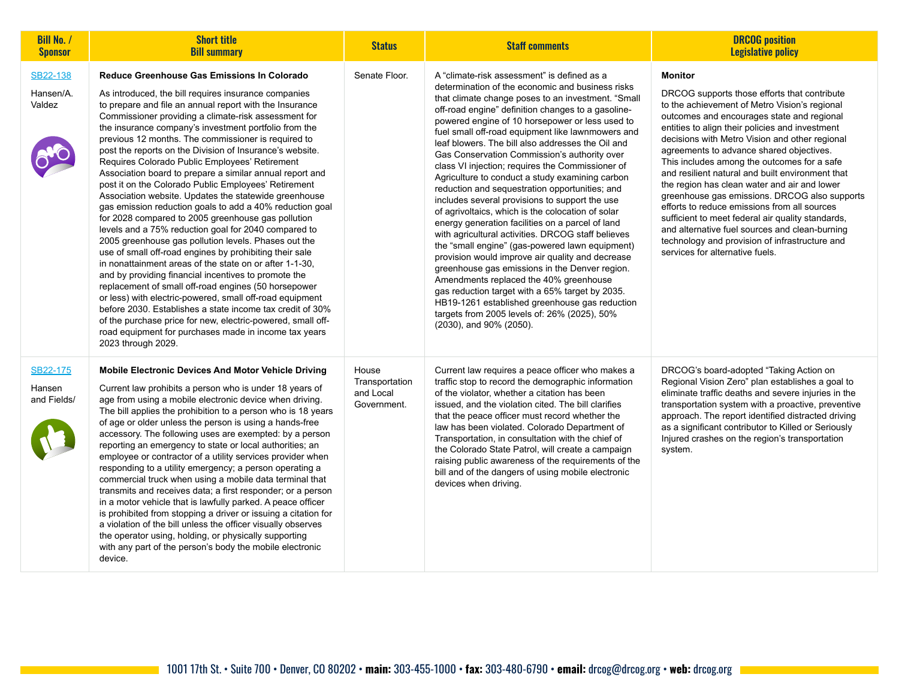| Bill No. / Sponsor | Short title Bill summary | Status | Staff comments | DRCOG position Legislative policy |
|---|---|---|---|---|
| SB22-138<br><br>Hansen/A. Valdez | **Reduce Greenhouse Gas Emissions In Colorado**<br><br>As introduced, the bill requires insurance companies to prepare and file an annual report with the Insurance Commissioner providing a climate-risk assessment for the insurance company's investment portfolio from the previous 12 months. The commissioner is required to post the reports on the Division of Insurance's website. Requires Colorado Public Employees' Retirement Association board to prepare a similar annual report and post it on the Colorado Public Employees' Retirement Association website. Updates the statewide greenhouse gas emission reduction goals to add a 40% reduction goal for 2028 compared to 2005 greenhouse gas pollution levels and a 75% reduction goal for 2040 compared to 2005 greenhouse gas pollution levels. Phases out the use of small off-road engines by prohibiting their sale in nonattainment areas of the state on or after 1-1-30, and by providing financial incentives to promote the replacement of small off-road engines (50 horsepower or less) with electric-powered, small off-road equipment before 2030. Establishes a state income tax credit of 30% of the purchase price for new, electric-powered, small off-road equipment for purchases made in income tax years 2023 through 2029. | Senate Floor. | A "climate-risk assessment" is defined as a determination of the economic and business risks that climate change poses to an investment. "Small off-road engine" definition changes to a gasoline-powered engine of 10 horsepower or less used to fuel small off-road equipment like lawnmowers and leaf blowers. The bill also addresses the Oil and Gas Conservation Commission's authority over class VI injection; requires the Commissioner of Agriculture to conduct a study examining carbon reduction and sequestration opportunities; and includes several provisions to support the use of agrivoltaics, which is the colocation of solar energy generation facilities on a parcel of land with agricultural activities. DRCOG staff believes the "small engine" (gas-powered lawn equipment) provision would improve air quality and decrease greenhouse gas emissions in the Denver region. Amendments replaced the 40% greenhouse gas reduction target with a 65% target by 2035. HB19-1261 established greenhouse gas reduction targets from 2005 levels of: 26% (2025), 50% (2030), and 90% (2050). | **Monitor**<br><br>DRCOG supports those efforts that contribute to the achievement of Metro Vision's regional outcomes and encourages state and regional entities to align their policies and investment decisions with Metro Vision and other regional agreements to advance shared objectives. This includes among the outcomes for a safe and resilient natural and built environment that the region has clean water and air and lower greenhouse gas emissions. DRCOG also supports efforts to reduce emissions from all sources sufficient to meet federal air quality standards, and alternative fuel sources and clean-burning technology and provision of infrastructure and services for alternative fuels. |
| SB22-175<br><br>Hansen and Fields/ | **Mobile Electronic Devices And Motor Vehicle Driving**<br><br>Current law prohibits a person who is under 18 years of age from using a mobile electronic device when driving. The bill applies the prohibition to a person who is 18 years of age or older unless the person is using a hands-free accessory. The following uses are exempted: by a person reporting an emergency to state or local authorities; an employee or contractor of a utility services provider when responding to a utility emergency; a person operating a commercial truck when using a mobile data terminal that transmits and receives data; a first responder; or a person in a motor vehicle that is lawfully parked. A peace officer is prohibited from stopping a driver or issuing a citation for a violation of the bill unless the officer visually observes the operator using, holding, or physically supporting with any part of the person's body the mobile electronic device. | House Transportation and Local Government. | Current law requires a peace officer who makes a traffic stop to record the demographic information of the violator, whether a citation has been issued, and the violation cited. The bill clarifies that the peace officer must record whether the law has been violated. Colorado Department of Transportation, in consultation with the chief of the Colorado State Patrol, will create a campaign raising public awareness of the requirements of the bill and of the dangers of using mobile electronic devices when driving. | DRCOG's board-adopted "Taking Action on Regional Vision Zero" plan establishes a goal to eliminate traffic deaths and severe injuries in the transportation system with a proactive, preventive approach. The report identified distracted driving as a significant contributor to Killed or Seriously Injured crashes on the region's transportation system. |

1001 17th St. • Suite 700 • Denver, CO 80202 • **main:** 303-455-1000 • **fax:** 303-480-6790 • **email:** drcog@drcog.org • **web:** drcog.org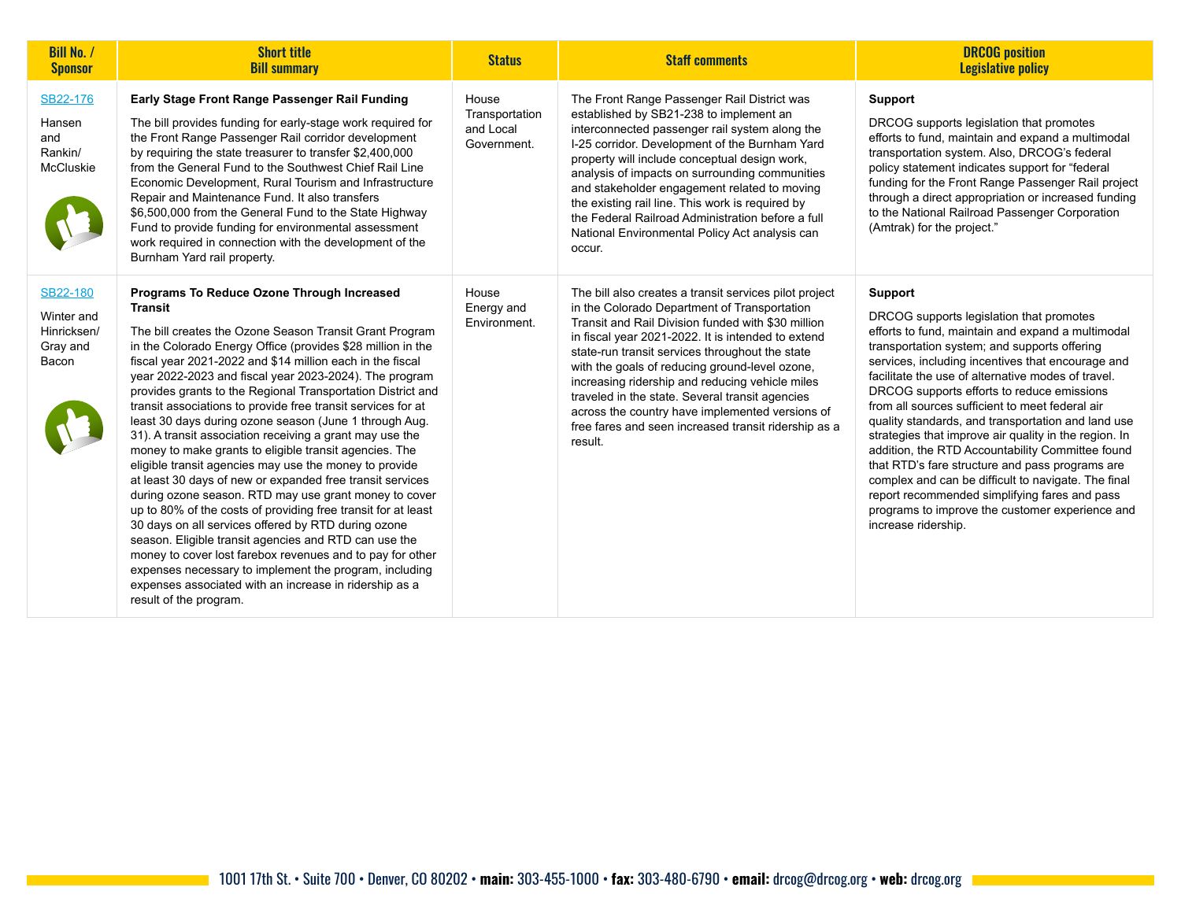| Bill No. / Sponsor | Short title Bill summary | Status | Staff comments | DRCOG position Legislative policy |
|---|---|---|---|---|
| SB22-176<br><br>Hansen and Rankin/ McCluskie | **Early Stage Front Range Passenger Rail Funding**<br><br>The bill provides funding for early-stage work required for the Front Range Passenger Rail corridor development by requiring the state treasurer to transfer $2,400,000 from the General Fund to the Southwest Chief Rail Line Economic Development, Rural Tourism and Infrastructure Repair and Maintenance Fund. It also transfers $6,500,000 from the General Fund to the State Highway Fund to provide funding for environmental assessment work required in connection with the development of the Burnham Yard rail property. | House Transportation and Local Government. | The Front Range Passenger Rail District was established by SB21-238 to implement an interconnected passenger rail system along the I-25 corridor. Development of the Burnham Yard property will include conceptual design work, analysis of impacts on surrounding communities and stakeholder engagement related to moving the existing rail line. This work is required by the Federal Railroad Administration before a full National Environmental Policy Act analysis can occur. | **Support**<br><br>DRCOG supports legislation that promotes efforts to fund, maintain and expand a multimodal transportation system. Also, DRCOG's federal policy statement indicates support for "federal funding for the Front Range Passenger Rail project through a direct appropriation or increased funding to the National Railroad Passenger Corporation (Amtrak) for the project." |
| SB22-180<br><br>Winter and Hinricksen/ Gray and Bacon | **Programs To Reduce Ozone Through Increased Transit**<br><br>The bill creates the Ozone Season Transit Grant Program in the Colorado Energy Office (provides $28 million in the fiscal year 2021-2022 and $14 million each in the fiscal year 2022-2023 and fiscal year 2023-2024). The program provides grants to the Regional Transportation District and transit associations to provide free transit services for at least 30 days during ozone season (June 1 through Aug. 31). A transit association receiving a grant may use the money to make grants to eligible transit agencies. The eligible transit agencies may use the money to provide at least 30 days of new or expanded free transit services during ozone season. RTD may use grant money to cover up to 80% of the costs of providing free transit for at least 30 days on all services offered by RTD during ozone season. Eligible transit agencies and RTD can use the money to cover lost farebox revenues and to pay for other expenses necessary to implement the program, including expenses associated with an increase in ridership as a result of the program. | House Energy and Environment. | The bill also creates a transit services pilot project in the Colorado Department of Transportation Transit and Rail Division funded with $30 million in fiscal year 2021-2022. It is intended to extend state-run transit services throughout the state with the goals of reducing ground-level ozone, increasing ridership and reducing vehicle miles traveled in the state. Several transit agencies across the country have implemented versions of free fares and seen increased transit ridership as a result. | **Support**<br><br>DRCOG supports legislation that promotes efforts to fund, maintain and expand a multimodal transportation system; and supports offering services, including incentives that encourage and facilitate the use of alternative modes of travel. DRCOG supports efforts to reduce emissions from all sources sufficient to meet federal air quality standards, and transportation and land use strategies that improve air quality in the region. In addition, the RTD Accountability Committee found that RTD's fare structure and pass programs are complex and can be difficult to navigate. The final report recommended simplifying fares and pass programs to improve the customer experience and increase ridership. |

1001 17th St. • Suite 700 • Denver, CO 80202 • **main:** 303-455-1000 • **fax:** 303-480-6790 • **email:** drcog@drcog.org • **web:** drcog.org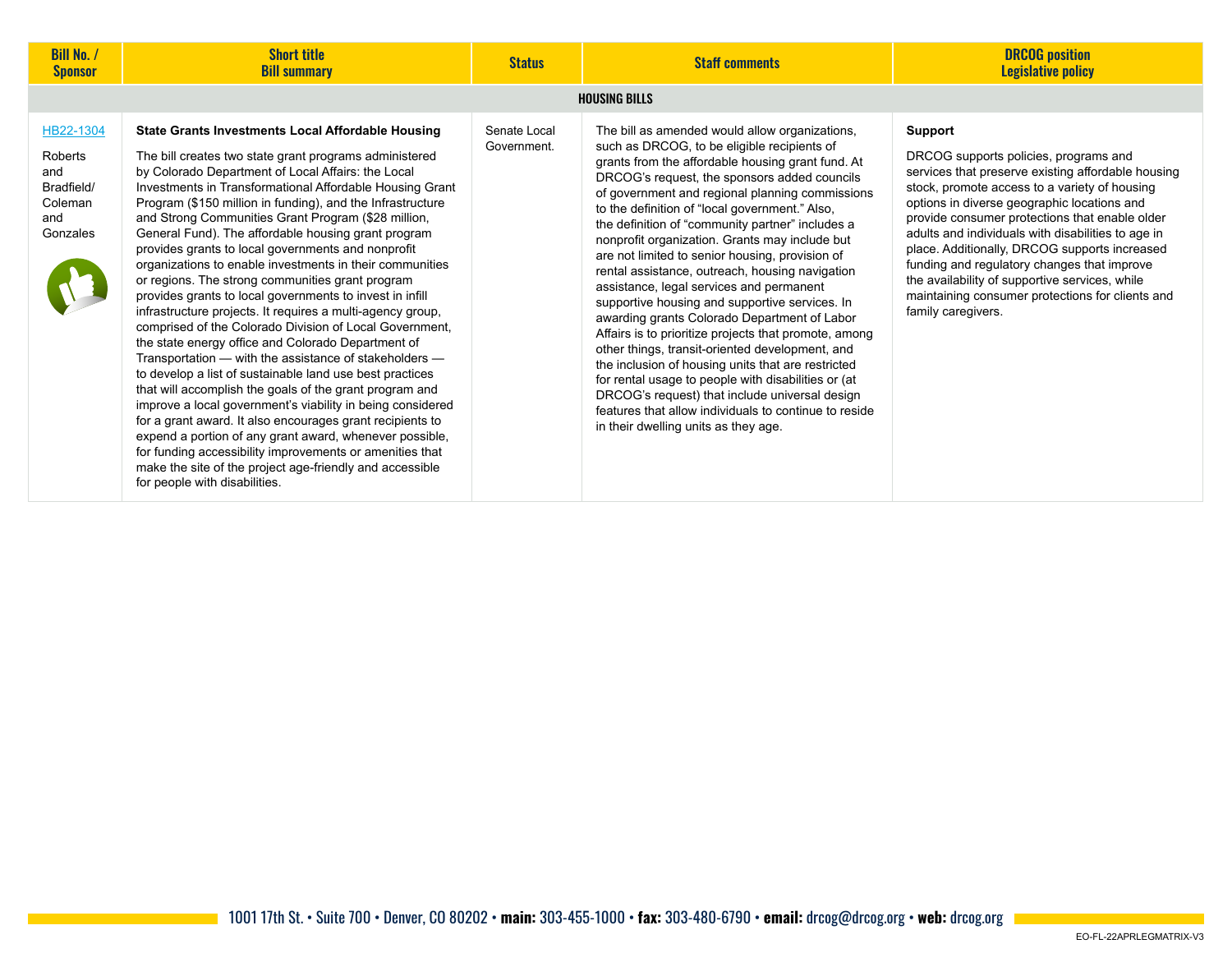| Bill No. / Sponsor | Short title Bill summary | Status | Staff comments | DRCOG position Legislative policy |
|---|---|---|---|---|
| **HOUSING BILLS** | | | | |
| HB22-1304 Roberts and Bradfield/ Coleman and Gonzales | **State Grants Investments Local Affordable Housing** The bill creates two state grant programs administered by Colorado Department of Local Affairs: the Local Investments in Transformational Affordable Housing Grant Program ($150 million in funding), and the Infrastructure and Strong Communities Grant Program ($28 million, General Fund). The affordable housing grant program provides grants to local governments and nonprofit organizations to enable investments in their communities or regions. The strong communities grant program provides grants to local governments to invest in infill infrastructure projects. It requires a multi-agency group, comprised of the Colorado Division of Local Government, the state energy office and Colorado Department of Transportation — with the assistance of stakeholders — to develop a list of sustainable land use best practices that will accomplish the goals of the grant program and improve a local government's viability in being considered for a grant award. It also encourages grant recipients to expend a portion of any grant award, whenever possible, for funding accessibility improvements or amenities that make the site of the project age-friendly and accessible for people with disabilities. | Senate Local Government. | The bill as amended would allow organizations, such as DRCOG, to be eligible recipients of grants from the affordable housing grant fund. At DRCOG's request, the sponsors added councils of government and regional planning commissions to the definition of "local government." Also, the definition of "community partner" includes a nonprofit organization. Grants may include but are not limited to senior housing, provision of rental assistance, outreach, housing navigation assistance, legal services and permanent supportive housing and supportive services. In awarding grants Colorado Department of Labor Affairs is to prioritize projects that promote, among other things, transit-oriented development, and the inclusion of housing units that are restricted for rental usage to people with disabilities or (at DRCOG's request) that include universal design features that allow individuals to continue to reside in their dwelling units as they age. | **Support** DRCOG supports policies, programs and services that preserve existing affordable housing stock, promote access to a variety of housing options in diverse geographic locations and provide consumer protections that enable older adults and individuals with disabilities to age in place. Additionally, DRCOG supports increased funding and regulatory changes that improve the availability of supportive services, while maintaining consumer protections for clients and family caregivers. |

1001 17th St. • Suite 700 • Denver, CO 80202 • **main:** 303-455-1000 • **fax:** 303-480-6790 • **email:** drcog@drcog.org • **web:** drcog.org

EO-FL-22APRLEGMATRIX-V3